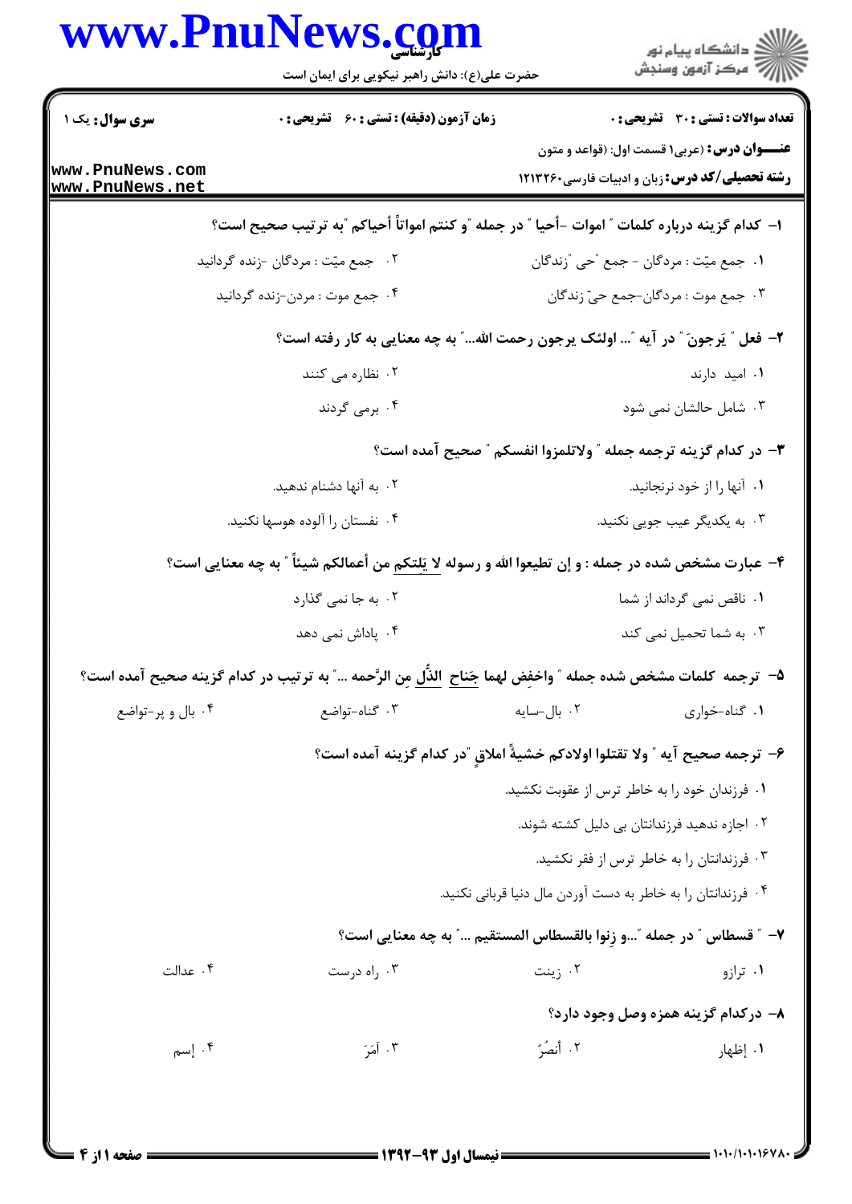**سری سوال:** یک ۱ | **زمان آزمون (دقیقه):** تستی: ۶۰ تشریحی: ۰ | **تعداد سوالات:** تستی: ۳۰ تشریحی: ۰

**عنـــوان درس:** (عربی۱ قسمت اول: (قواعد و متون

**رشته تحصیلی/کد درس:** زبان و ادبیات فارسی۱۲۱۳۲۶۰

۱- کدام گزینه درباره کلمات " اموات -أحیا " در جمله "و کنتم امواتاً أحیاکم "به ترتیب صحیح است؟

۱. جمع میّت : مردگان - جمع "حی "زندگان
۲. جمع میّت : مردگان -زنده گردانید
۳. جمع موت : مردگان-جمع حیّ زندگان
۴. جمع موت : مردن-زنده گردانید

۲- فعل " یَرجونَ " در آیه "... اولئک یرجون رحمت الله..." به چه معنایی به کار رفته است؟

۱. امید دارند
۲. نظاره می کنند
۳. شامل حالشان نمی شود
۴. برمی گردند

۳- در کدام گزینه ترجمه جمله " ولاتلمزوا انفسکم " صحیح آمده است؟

۱. آنها را از خود نرنجانید.
۲. به آنها دشنام ندهید.
۳. به یکدیگر عیب جویی نکنید.
۴. نفستان را آلوده هوسها نکنید.

۴- عبارت مشخص شده در جمله : و إن تطیعوا الله و رسوله لا یَلِتکم من أعمالکم شیئاً " به چه معنایی است؟

۱. ناقص نمی گرداند از شما
۲. به جا نمی گذارد
۳. به شما تحمیل نمی کند
۴. پاداش نمی دهد

۵- ترجمه کلمات مشخص شده جمله " واخفِض لهما جَناح الذُّل مِن الرَّحمه ..." به ترتیب در کدام گزینه صحیح آمده است؟

۱. گناه-خواری
۲. بال-سایه
۳. گناه-تواضع
۴. بال و پر-تواضع

۶- ترجمه صحیح آیه " ولا تقتلوا اولادکم خشیةً املاقٍ "در کدام گزینه آمده است؟

۱. فرزندان خود را به خاطر ترس از عقوبت نکشید.
۲. اجازه ندهید فرزندانتان بی دلیل کشته شوند.
۳. فرزندانتان را به خاطر ترس از فقر نکشید.
۴. فرزندانتان را به خاطر به دست آوردن مال دنیا قربانی نکنید.

۷- " قسطاس " در جمله "...و زِنوا بالقسطاس المستقیم ..." به چه معنایی است؟

۱. ترازو
۲. زینت
۳. راه درست
۴. عدالت

۸- درکدام گزینه همزه وصل وجود دارد؟

۱. إظهار
۲. أنصُرَ
۳. اَمَرَ
۴. إسم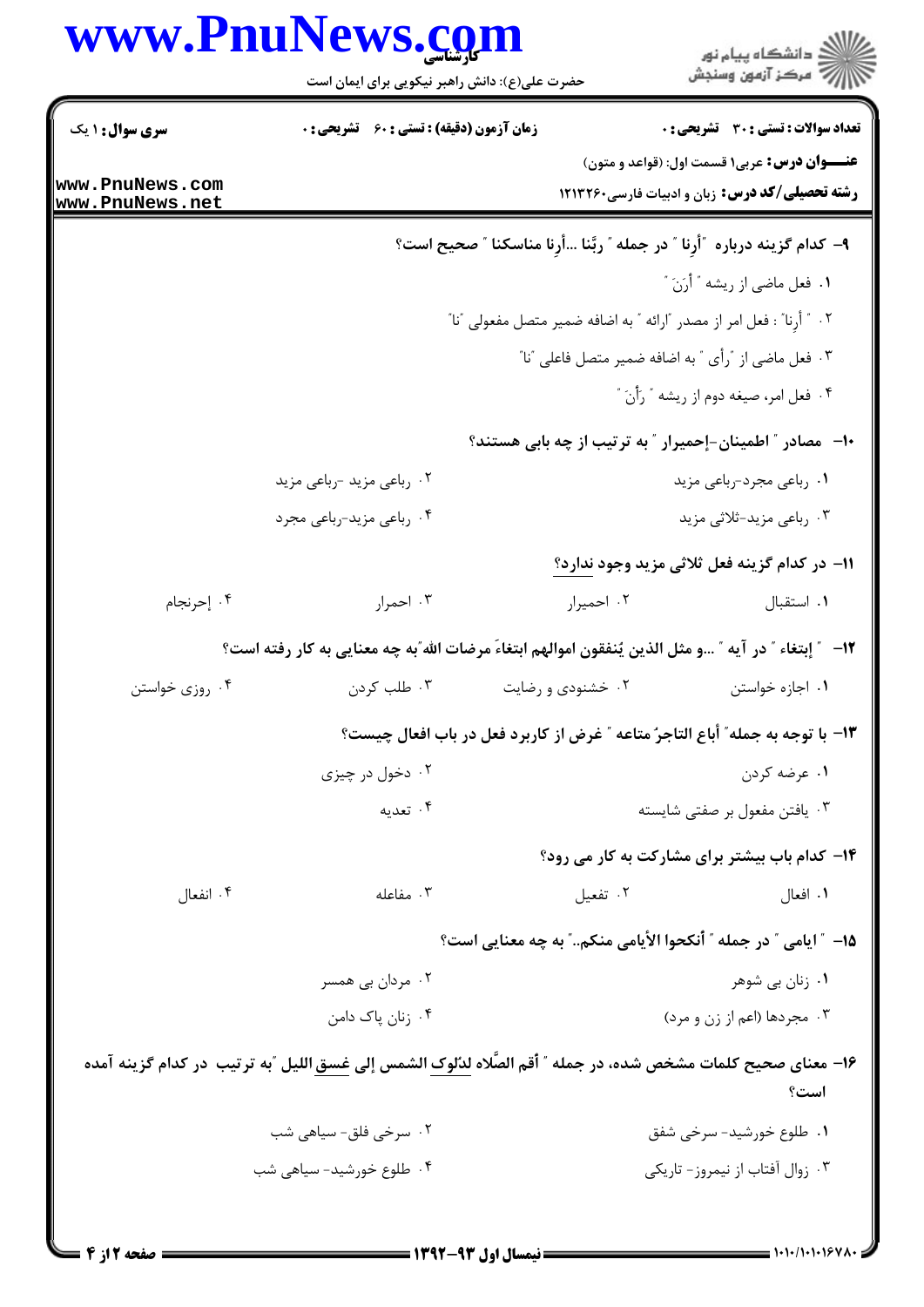۹- کدام گزینه درباره "أرِنا" در جمله "ربَّنا ...أرِنا مناسکنا" صحیح است؟

۱. فعل ماضی از ریشه "أرَنَ"

۲. "أرِنا": فعل امر از مصدر "ارائه" به اضافه ضمیر متصل مفعولی "نا"

۳. فعل ماضی از "رأی" به اضافه ضمیر متصل فاعلی "نا"

۴. فعل امر، صیغه دوم از ریشه "رأَنَ"

۱۰- مصادر "اطمینان-إحمیرار" به ترتیب از چه بابی هستند؟

۱. رباعی مجرد-رباعی مزید

۲. رباعی مزید -رباعی مزید

۳. رباعی مزید-ثلاثی مزید

۴. رباعی مزید-رباعی مجرد

۱۱- در کدام گزینه فعل ثلاثی مزید وجود ندارد؟

۱. استقبال

۲. احمیرار

۳. احمرار

۴. إحرنجام

۱۲- "إبتغاء" در آیه "...و مثل الذین یُنفقون اموالهم ابتغاءَ مرضات الله" به چه معنایی به کار رفته است؟

۱. اجازه خواستن

۲. خشنودی و رضایت

۳. طلب کردن

۴. روزی خواستن

۱۳- با توجه به جمله "أباع التاجرُ متاعه" غرض از کاربرد فعل در باب افعال چیست؟

۱. عرضه کردن

۲. دخول در چیزی

۳. یافتن مفعول بر صفتی شایسته

۴. تعدیه

۱۴- کدام باب بیشتر برای مشارکت به کار می رود؟

۱. افعال

۲. تفعیل

۳. مفاعله

۴. انفعال

۱۵- "ایامی" در جمله "أنکحوا الأیامی منکم.." به چه معنایی است؟

۱. زنان بی شوهر

۲. مردان بی همسر

۳. مجردها (اعم از زن و مرد)

۴. زنان پاک دامن

۱۶- معنای صحیح کلمات مشخص شده، در جمله "أقم الصَّلاه لدُلوک الشمس إلی غسق اللیل "به ترتیب در کدام گزینه آمده است؟

۱. طلوع خورشید- سرخی شفق

۲. سرخی فلق- سیاهی شب

۳. زوال آفتاب از نیمروز- تاریکی

۴. طلوع خورشید- سیاهی شب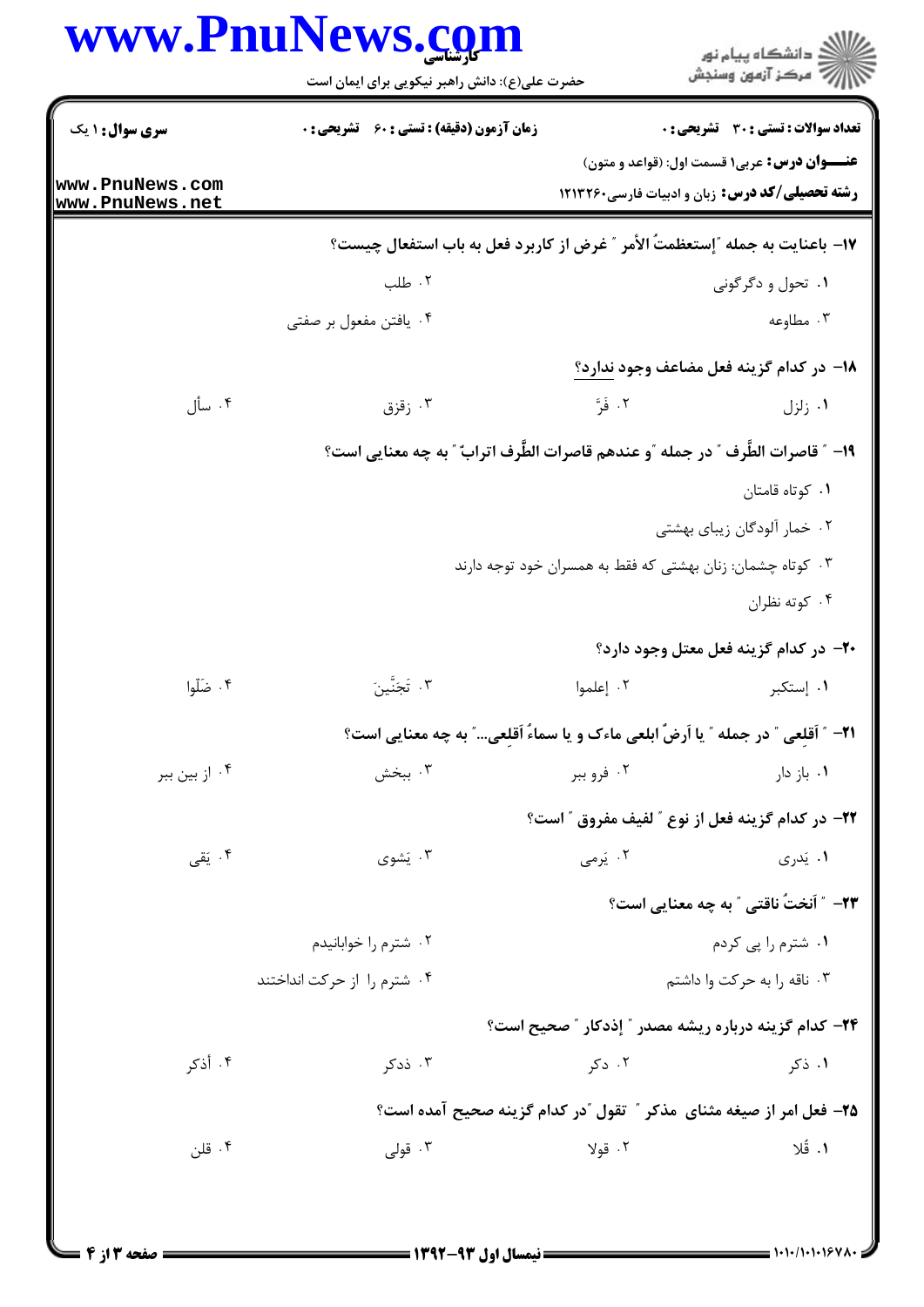**تعداد سوالات : تستی : ۳۰ تشریحی : ۰** | **زمان آزمون (دقیقه) : تستی : ۶۰ تشریحی : ۰** | **سری سوال : ۱ یک**

**عنـــوان درس:** عربی۱ قسمت اول: (قواعد و متون)

**رشته تحصیلی/کد درس:** زبان و ادبیات فارسی۱۲۱۳۲۶۰

**۱۷- باعنایت به جمله "إستعظمتُ الأمر" غرض از کاربرد فعل به باب استفعال چیست؟**

۱. تحول و دگرگونی
۲. طلب
۳. مطاوعه
۴. یافتن مفعول بر صفتی

**۱۸- در کدام گزینه فعل مضاعف وجود ندارد؟**

۱. زلزل
۲. فَرَّ
۳. زقزق
۴. سأل

**۱۹- "قاصرات الطَّرف" در جمله "و عندهم قاصرات الطَّرف اتراب" به چه معنایی است؟**

۱. کوتاه قامتان
۲. خمار آلودگان زیبای بهشتی
۳. کوتاه چشمان: زنان بهشتی که فقط به همسران خود توجه دارند
۴. کوته نظران

**۲۰- در کدام گزینه فعل معتل وجود دارد؟**

۱. إستکبر
۲. إعلموا
۳. تَجَنَّبنَ
۴. ضَلّوا

**۲۱- "اَقلِعی" در جمله "یا أَرضُ ابلعی ماءک و یا سماءُ اَقلِعی..." به چه معنایی است؟**

۱. باز دار
۲. فرو ببر
۳. ببخش
۴. از بین ببر

**۲۲- در کدام گزینه فعل از نوع "لفیف مفروق" است؟**

۱. یَدری
۲. یَرمی
۳. یَشوی
۴. یَقی

**۲۳- "اَنختُ ناقتی" به چه معنایی است؟**

۱. شترم را پی کردم
۲. شترم را خوابانیدم
۳. ناقه را به حرکت وا داشتم
۴. شترم را از حرکت انداختند

**۲۴- کدام گزینه درباره ریشه مصدر "إذدکار" صحیح است؟**

۱. ذکر
۲. دکر
۳. ذدکر
۴. أذکر

**۲۵- فعل امر از صیغه مثنای مذکر "تقول" در کدام گزینه صحیح آمده است؟**

۱. قُلا
۲. قولا
۳. قولی
۴. قلن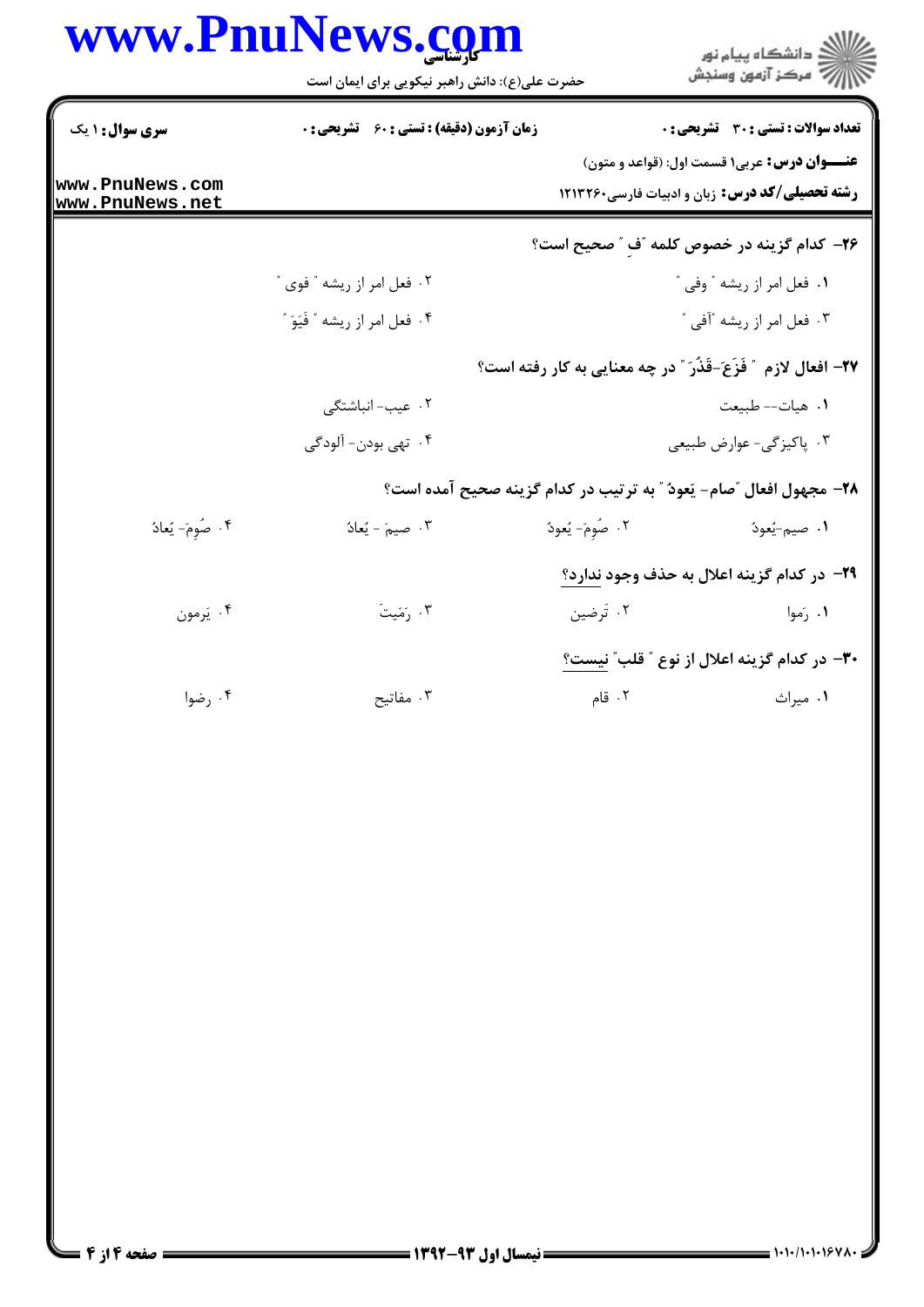**تعداد سوالات : تستی : ۳۰ تشریحی : ۰** | **زمان آزمون (دقیقه) : تستی : ۶۰ تشریحی : ۰** | **سری سوال : ۱ یک**

**عنـــوان درس:** عربی۱ قسمت اول: (قواعد و متون)

**رشته تحصیلی/کد درس:** زبان و ادبیات فارسی۱۲۱۳۲۶۰

**۲۶- کدام گزینه در خصوص کلمه "فِ" صحیح است؟**

۱. فعل امر از ریشه "وفی"

۲. فعل امر از ریشه "فوی"

۳. فعل امر از ریشه "آفی"

۴. فعل امر از ریشه "فَیَوَ"

**۲۷- افعال لازم "فَزَعَ-قَذَرَ" در چه معنایی به کار رفته است؟**

۱. هیات-- طبیعت

۲. عیب- انباشتگی

۳. پاکیزگی- عوارض طبیعی

۴. تهی بودن- آلودگی

**۲۸- مجهول افعال "صام- یَعودُ" به ترتیب در کدام گزینه صحیح آمده است؟**

۱. صیم-یُعودُ

۲. صُوِمَ- یُعودُ

۳. صیمَ - یُعادُ

۴. صُوِمَ- یُعادُ

**۲۹- در کدام گزینه اعلال به حذف وجود ندارد؟**

۱. رَموا

۲. تَرضین

۳. رَمَیتَ

۴. یرمون

**۳۰- در کدام گزینه اعلال از نوع "قلب" نیست؟**

۱. میراث

۲. قام

۳. مفاتیح

۴. رضوا